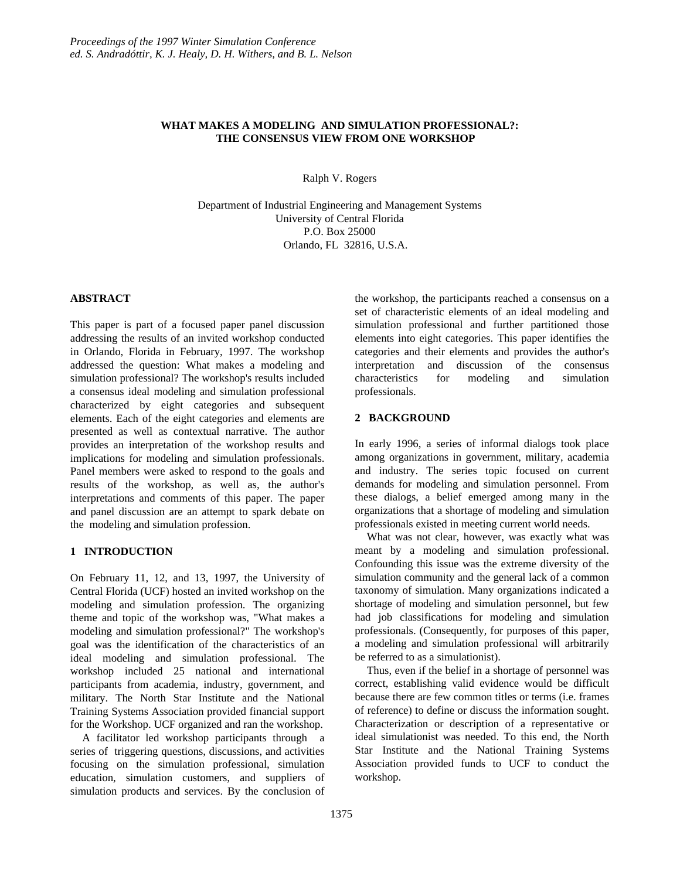# WHAT MAKES A MODELING AND SIMULATION PROFESSIONAL?: THE CONSENSUS VIEW FROM ONE WORKSHOP

Ralph V. Rogers

Department of Industrial Engineering and Management Systems
University of Central Florida
P.O. Box 25000
Orlando, FL 32816, U.S.A.

## ABSTRACT

This paper is part of a focused paper panel discussion addressing the results of an invited workshop conducted in Orlando, Florida in February, 1997. The workshop addressed the question: What makes a modeling and simulation professional? The workshop's results included a consensus ideal modeling and simulation professional characterized by eight categories and subsequent elements. Each of the eight categories and elements are presented as well as contextual narrative. The author provides an interpretation of the workshop results and implications for modeling and simulation professionals. Panel members were asked to respond to the goals and results of the workshop, as well as, the author's interpretations and comments of this paper. The paper and panel discussion are an attempt to spark debate on the modeling and simulation profession.

## 1 INTRODUCTION

On February 11, 12, and 13, 1997, the University of Central Florida (UCF) hosted an invited workshop on the modeling and simulation profession. The organizing theme and topic of the workshop was, "What makes a modeling and simulation professional?" The workshop's goal was the identification of the characteristics of an ideal modeling and simulation professional. The workshop included 25 national and international participants from academia, industry, government, and military. The North Star Institute and the National Training Systems Association provided financial support for the Workshop. UCF organized and ran the workshop.

A facilitator led workshop participants through a series of triggering questions, discussions, and activities focusing on the simulation professional, simulation education, simulation customers, and suppliers of simulation products and services. By the conclusion of the workshop, the participants reached a consensus on a set of characteristic elements of an ideal modeling and simulation professional and further partitioned those elements into eight categories. This paper identifies the categories and their elements and provides the author's interpretation and discussion of the consensus characteristics for modeling and simulation professionals.

## 2 BACKGROUND

In early 1996, a series of informal dialogs took place among organizations in government, military, academia and industry. The series topic focused on current demands for modeling and simulation personnel. From these dialogs, a belief emerged among many in the organizations that a shortage of modeling and simulation professionals existed in meeting current world needs.

What was not clear, however, was exactly what was meant by a modeling and simulation professional. Confounding this issue was the extreme diversity of the simulation community and the general lack of a common taxonomy of simulation. Many organizations indicated a shortage of modeling and simulation personnel, but few had job classifications for modeling and simulation professionals. (Consequently, for purposes of this paper, a modeling and simulation professional will arbitrarily be referred to as a simulationist).

Thus, even if the belief in a shortage of personnel was correct, establishing valid evidence would be difficult because there are few common titles or terms (i.e. frames of reference) to define or discuss the information sought. Characterization or description of a representative or ideal simulationist was needed. To this end, the North Star Institute and the National Training Systems Association provided funds to UCF to conduct the workshop.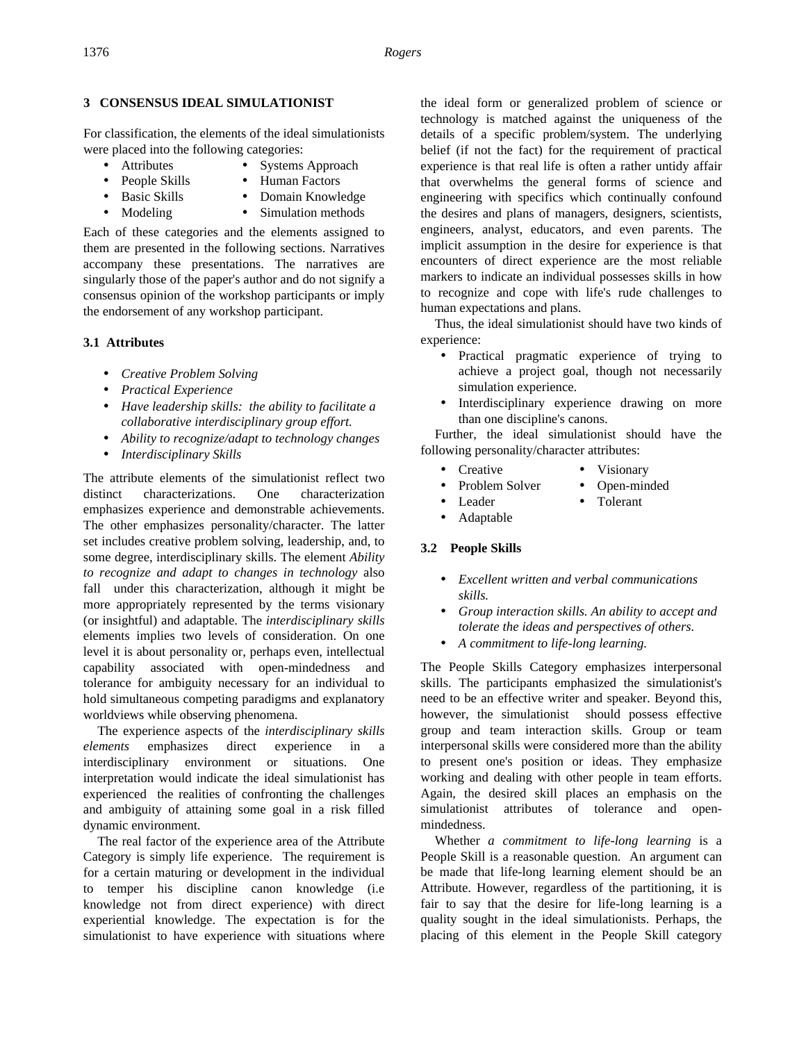## 3 CONSENSUS IDEAL SIMULATIONIST

For classification, the elements of the ideal simulationists were placed into the following categories:

- Attributes
- People Skills
- Basic Skills
- Modeling
- Systems Approach
- Human Factors
- Domain Knowledge
- Simulation methods

Each of these categories and the elements assigned to them are presented in the following sections. Narratives accompany these presentations. The narratives are singularly those of the paper's author and do not signify a consensus opinion of the workshop participants or imply the endorsement of any workshop participant.

### 3.1 Attributes

- *Creative Problem Solving*
- *Practical Experience*
- *Have leadership skills: the ability to facilitate a collaborative interdisciplinary group effort.*
- *Ability to recognize/adapt to technology changes*
- *Interdisciplinary Skills*

The attribute elements of the simulationist reflect two distinct characterizations. One characterization emphasizes experience and demonstrable achievements. The other emphasizes personality/character. The latter set includes creative problem solving, leadership, and, to some degree, interdisciplinary skills. The element *Ability to recognize and adapt to changes in technology* also fall under this characterization, although it might be more appropriately represented by the terms visionary (or insightful) and adaptable. The *interdisciplinary skills* elements implies two levels of consideration. On one level it is about personality or, perhaps even, intellectual capability associated with open-mindedness and tolerance for ambiguity necessary for an individual to hold simultaneous competing paradigms and explanatory worldviews while observing phenomena.

The experience aspects of the *interdisciplinary skills elements* emphasizes direct experience in a interdisciplinary environment or situations. One interpretation would indicate the ideal simulationist has experienced the realities of confronting the challenges and ambiguity of attaining some goal in a risk filled dynamic environment.

The real factor of the experience area of the Attribute Category is simply life experience. The requirement is for a certain maturing or development in the individual to temper his discipline canon knowledge (i.e knowledge not from direct experience) with direct experiential knowledge. The expectation is for the simulationist to have experience with situations where the ideal form or generalized problem of science or technology is matched against the uniqueness of the details of a specific problem/system. The underlying belief (if not the fact) for the requirement of practical experience is that real life is often a rather untidy affair that overwhelms the general forms of science and engineering with specifics which continually confound the desires and plans of managers, designers, scientists, engineers, analyst, educators, and even parents. The implicit assumption in the desire for experience is that encounters of direct experience are the most reliable markers to indicate an individual possesses skills in how to recognize and cope with life's rude challenges to human expectations and plans.

Thus, the ideal simulationist should have two kinds of experience:

- Practical pragmatic experience of trying to achieve a project goal, though not necessarily simulation experience.
- Interdisciplinary experience drawing on more than one discipline's canons.

Further, the ideal simulationist should have the following personality/character attributes:

- Creative
- Problem Solver
- Leader
- Adaptable
- Visionary
- Open-minded
- Tolerant

### 3.2 People Skills

- *Excellent written and verbal communications skills.*
- *Group interaction skills. An ability to accept and tolerate the ideas and perspectives of others.*
- *A commitment to life-long learning.*

The People Skills Category emphasizes interpersonal skills. The participants emphasized the simulationist's need to be an effective writer and speaker. Beyond this, however, the simulationist should possess effective group and team interaction skills. Group or team interpersonal skills were considered more than the ability to present one's position or ideas. They emphasize working and dealing with other people in team efforts. Again, the desired skill places an emphasis on the simulationist attributes of tolerance and open-mindedness.

Whether *a commitment to life-long learning* is a People Skill is a reasonable question. An argument can be made that life-long learning element should be an Attribute. However, regardless of the partitioning, it is fair to say that the desire for life-long learning is a quality sought in the ideal simulationists. Perhaps, the placing of this element in the People Skill category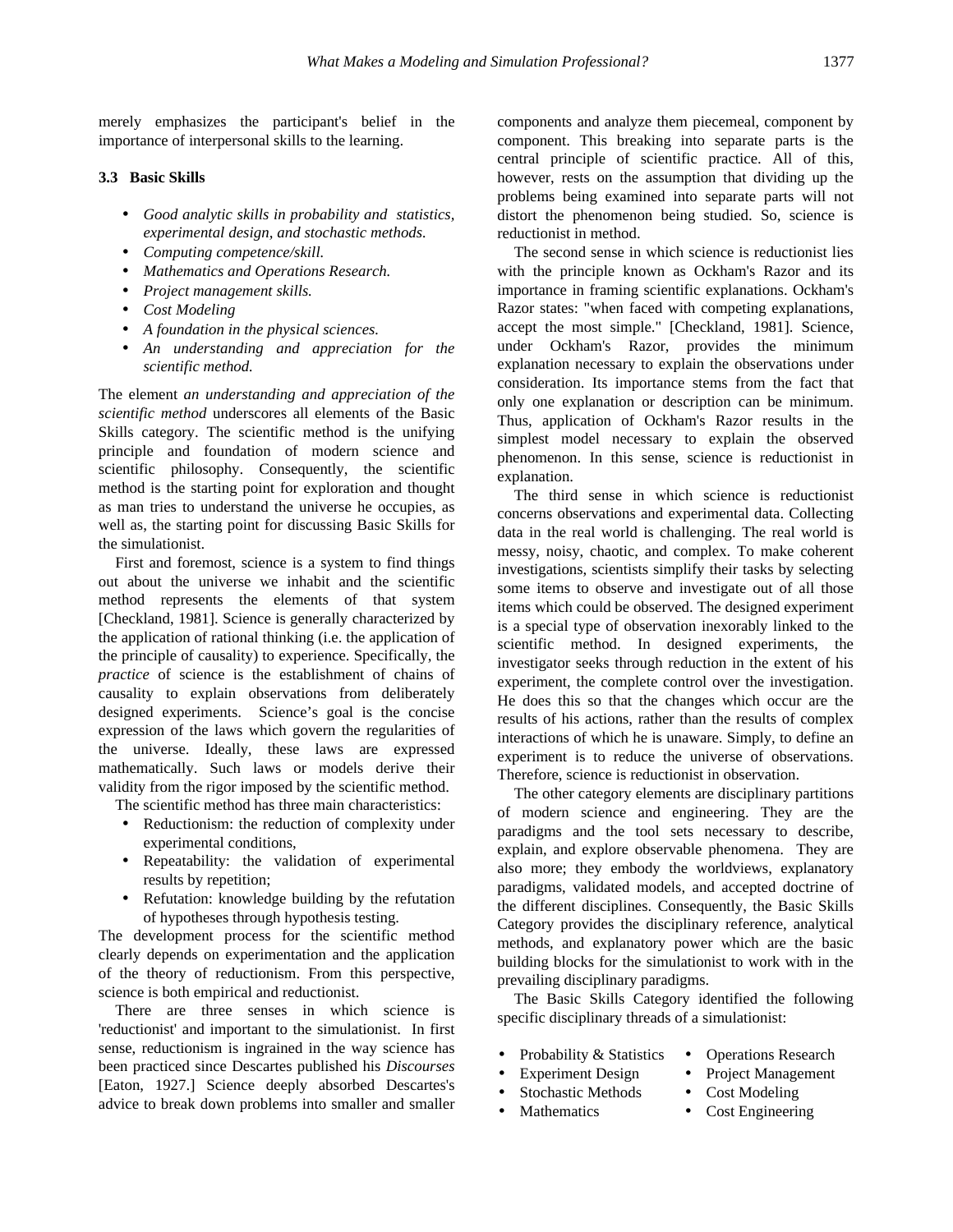merely emphasizes the participant's belief in the importance of interpersonal skills to the learning.

### 3.3 Basic Skills

- *Good analytic skills in probability and statistics, experimental design, and stochastic methods.*
- *Computing competence/skill.*
- *Mathematics and Operations Research.*
- *Project management skills.*
- *Cost Modeling*
- *A foundation in the physical sciences.*
- *An understanding and appreciation for the scientific method.*

The element *an understanding and appreciation of the scientific method* underscores all elements of the Basic Skills category. The scientific method is the unifying principle and foundation of modern science and scientific philosophy. Consequently, the scientific method is the starting point for exploration and thought as man tries to understand the universe he occupies, as well as, the starting point for discussing Basic Skills for the simulationist.

First and foremost, science is a system to find things out about the universe we inhabit and the scientific method represents the elements of that system [Checkland, 1981]. Science is generally characterized by the application of rational thinking (i.e. the application of the principle of causality) to experience. Specifically, the *practice* of science is the establishment of chains of causality to explain observations from deliberately designed experiments. Science's goal is the concise expression of the laws which govern the regularities of the universe. Ideally, these laws are expressed mathematically. Such laws or models derive their validity from the rigor imposed by the scientific method.

The scientific method has three main characteristics:

- Reductionism: the reduction of complexity under experimental conditions,
- Repeatability: the validation of experimental results by repetition;
- Refutation: knowledge building by the refutation of hypotheses through hypothesis testing.

The development process for the scientific method clearly depends on experimentation and the application of the theory of reductionism. From this perspective, science is both empirical and reductionist.

There are three senses in which science is 'reductionist' and important to the simulationist. In first sense, reductionism is ingrained in the way science has been practiced since Descartes published his *Discourses* [Eaton, 1927.] Science deeply absorbed Descartes's advice to break down problems into smaller and smaller components and analyze them piecemeal, component by component. This breaking into separate parts is the central principle of scientific practice. All of this, however, rests on the assumption that dividing up the problems being examined into separate parts will not distort the phenomenon being studied. So, science is reductionist in method.

The second sense in which science is reductionist lies with the principle known as Ockham's Razor and its importance in framing scientific explanations. Ockham's Razor states: "when faced with competing explanations, accept the most simple." [Checkland, 1981]. Science, under Ockham's Razor, provides the minimum explanation necessary to explain the observations under consideration. Its importance stems from the fact that only one explanation or description can be minimum. Thus, application of Ockham's Razor results in the simplest model necessary to explain the observed phenomenon. In this sense, science is reductionist in explanation.

The third sense in which science is reductionist concerns observations and experimental data. Collecting data in the real world is challenging. The real world is messy, noisy, chaotic, and complex. To make coherent investigations, scientists simplify their tasks by selecting some items to observe and investigate out of all those items which could be observed. The designed experiment is a special type of observation inexorably linked to the scientific method. In designed experiments, the investigator seeks through reduction in the extent of his experiment, the complete control over the investigation. He does this so that the changes which occur are the results of his actions, rather than the results of complex interactions of which he is unaware. Simply, to define an experiment is to reduce the universe of observations. Therefore, science is reductionist in observation.

The other category elements are disciplinary partitions of modern science and engineering. They are the paradigms and the tool sets necessary to describe, explain, and explore observable phenomena. They are also more; they embody the worldviews, explanatory paradigms, validated models, and accepted doctrine of the different disciplines. Consequently, the Basic Skills Category provides the disciplinary reference, analytical methods, and explanatory power which are the basic building blocks for the simulationist to work with in the prevailing disciplinary paradigms.

The Basic Skills Category identified the following specific disciplinary threads of a simulationist:

- Probability & Statistics
- Experiment Design
- Stochastic Methods
- Mathematics
- Operations Research
- Project Management
- Cost Modeling
- Cost Engineering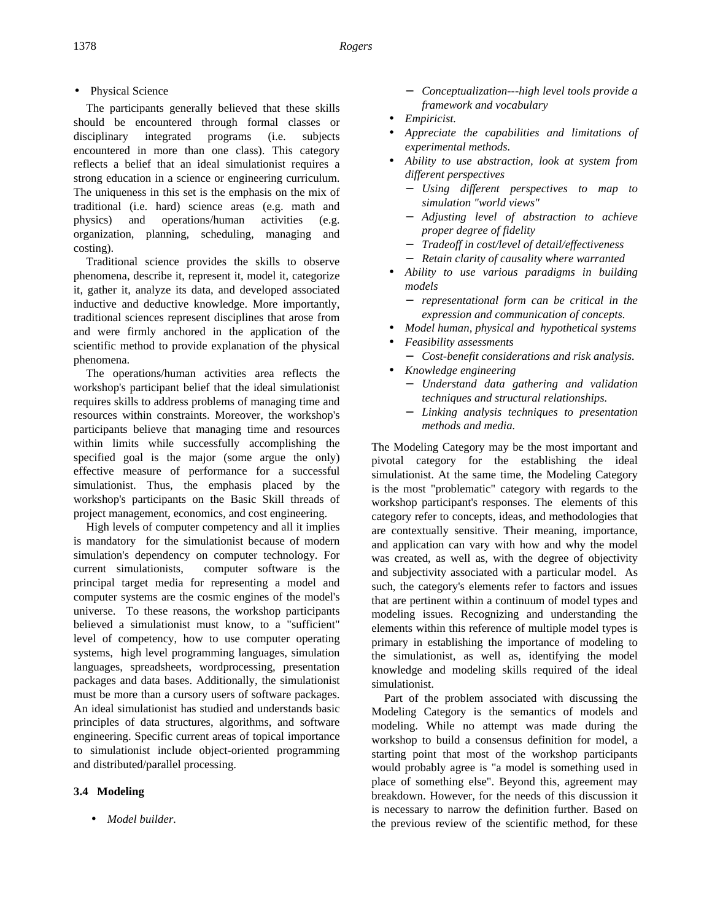- Physical Science

The participants generally believed that these skills should be encountered through formal classes or disciplinary integrated programs (i.e. subjects encountered in more than one class). This category reflects a belief that an ideal simulationist requires a strong education in a science or engineering curriculum. The uniqueness in this set is the emphasis on the mix of traditional (i.e. hard) science areas (e.g. math and physics) and operations/human activities (e.g. organization, planning, scheduling, managing and costing).

Traditional science provides the skills to observe phenomena, describe it, represent it, model it, categorize it, gather it, analyze its data, and developed associated inductive and deductive knowledge. More importantly, traditional sciences represent disciplines that arose from and were firmly anchored in the application of the scientific method to provide explanation of the physical phenomena.

The operations/human activities area reflects the workshop's participant belief that the ideal simulationist requires skills to address problems of managing time and resources within constraints. Moreover, the workshop's participants believe that managing time and resources within limits while successfully accomplishing the specified goal is the major (some argue the only) effective measure of performance for a successful simulationist. Thus, the emphasis placed by the workshop's participants on the Basic Skill threads of project management, economics, and cost engineering.

High levels of computer competency and all it implies is mandatory for the simulationist because of modern simulation's dependency on computer technology. For current simulationists, computer software is the principal target media for representing a model and computer systems are the cosmic engines of the model's universe. To these reasons, the workshop participants believed a simulationist must know, to a "sufficient" level of competency, how to use computer operating systems, high level programming languages, simulation languages, spreadsheets, wordprocessing, presentation packages and data bases. Additionally, the simulationist must be more than a cursory users of software packages. An ideal simulationist has studied and understands basic principles of data structures, algorithms, and software engineering. Specific current areas of topical importance to simulationist include object-oriented programming and distributed/parallel processing.

### 3.4 Modeling

- *Model builder.*
  - *Conceptualization---high level tools provide a framework and vocabulary*
- *Empiricist.*
- *Appreciate the capabilities and limitations of experimental methods.*
- *Ability to use abstraction, look at system from different perspectives*
  - *Using different perspectives to map to simulation "world views"*
  - *Adjusting level of abstraction to achieve proper degree of fidelity*
  - *Tradeoff in cost/level of detail/effectiveness*
  - *Retain clarity of causality where warranted*
- *Ability to use various paradigms in building models*
  - *representational form can be critical in the expression and communication of concepts.*
- *Model human, physical and hypothetical systems*
- *Feasibility assessments*
  - *Cost-benefit considerations and risk analysis.*
- *Knowledge engineering*
  - *Understand data gathering and validation techniques and structural relationships.*
  - *Linking analysis techniques to presentation methods and media.*

The Modeling Category may be the most important and pivotal category for the establishing the ideal simulationist. At the same time, the Modeling Category is the most "problematic" category with regards to the workshop participant's responses. The elements of this category refer to concepts, ideas, and methodologies that are contextually sensitive. Their meaning, importance, and application can vary with how and why the model was created, as well as, with the degree of objectivity and subjectivity associated with a particular model. As such, the category's elements refer to factors and issues that are pertinent within a continuum of model types and modeling issues. Recognizing and understanding the elements within this reference of multiple model types is primary in establishing the importance of modeling to the simulationist, as well as, identifying the model knowledge and modeling skills required of the ideal simulationist.

Part of the problem associated with discussing the Modeling Category is the semantics of models and modeling. While no attempt was made during the workshop to build a consensus definition for model, a starting point that most of the workshop participants would probably agree is "a model is something used in place of something else". Beyond this, agreement may breakdown. However, for the needs of this discussion it is necessary to narrow the definition further. Based on the previous review of the scientific method, for these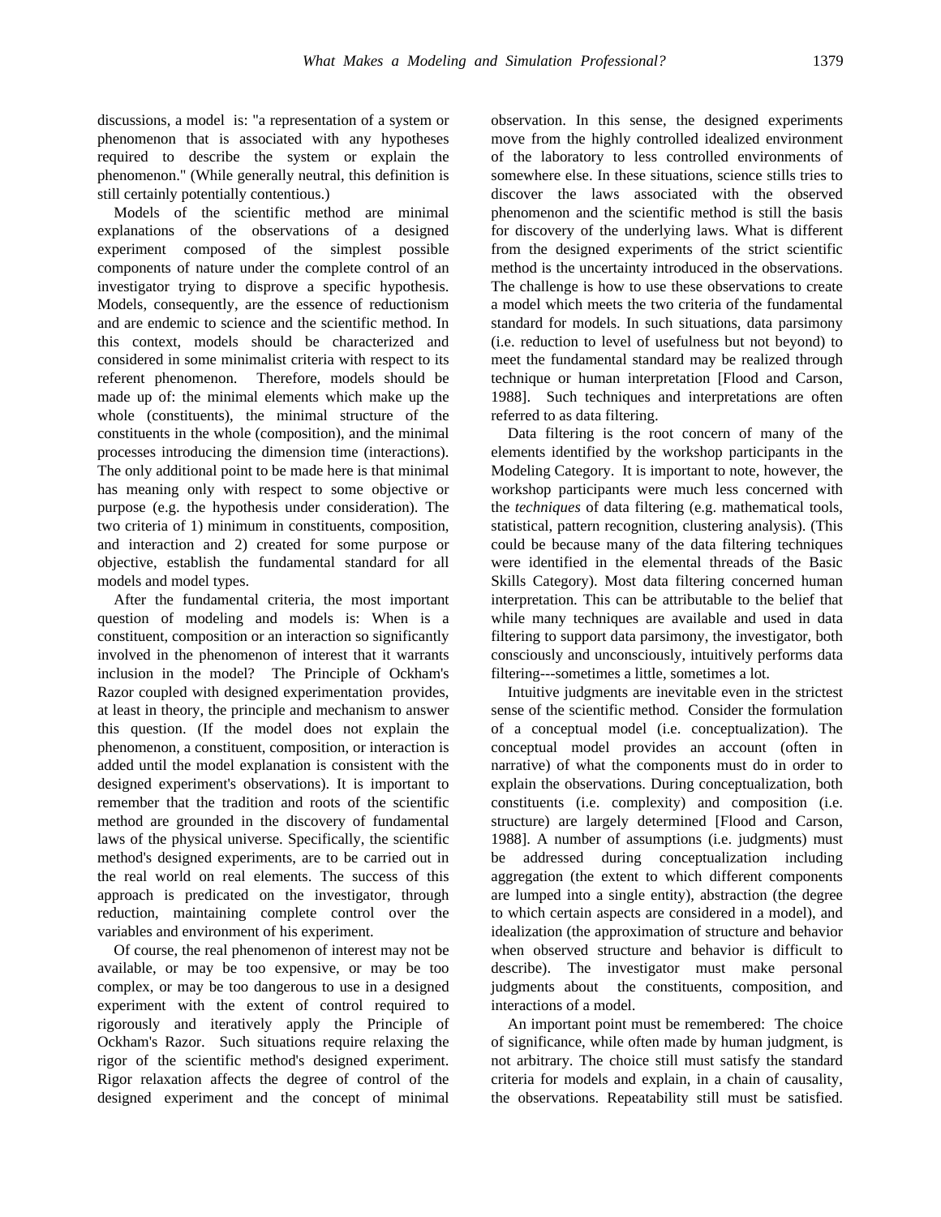discussions, a model is: "a representation of a system or phenomenon that is associated with any hypotheses required to describe the system or explain the phenomenon." (While generally neutral, this definition is still certainly potentially contentious.)

Models of the scientific method are minimal explanations of the observations of a designed experiment composed of the simplest possible components of nature under the complete control of an investigator trying to disprove a specific hypothesis. Models, consequently, are the essence of reductionism and are endemic to science and the scientific method. In this context, models should be characterized and considered in some minimalist criteria with respect to its referent phenomenon. Therefore, models should be made up of: the minimal elements which make up the whole (constituents), the minimal structure of the constituents in the whole (composition), and the minimal processes introducing the dimension time (interactions). The only additional point to be made here is that minimal has meaning only with respect to some objective or purpose (e.g. the hypothesis under consideration). The two criteria of 1) minimum in constituents, composition, and interaction and 2) created for some purpose or objective, establish the fundamental standard for all models and model types.

After the fundamental criteria, the most important question of modeling and models is: When is a constituent, composition or an interaction so significantly involved in the phenomenon of interest that it warrants inclusion in the model? The Principle of Ockham's Razor coupled with designed experimentation provides, at least in theory, the principle and mechanism to answer this question. (If the model does not explain the phenomenon, a constituent, composition, or interaction is added until the model explanation is consistent with the designed experiment's observations). It is important to remember that the tradition and roots of the scientific method are grounded in the discovery of fundamental laws of the physical universe. Specifically, the scientific method's designed experiments, are to be carried out in the real world on real elements. The success of this approach is predicated on the investigator, through reduction, maintaining complete control over the variables and environment of his experiment.

Of course, the real phenomenon of interest may not be available, or may be too expensive, or may be too complex, or may be too dangerous to use in a designed experiment with the extent of control required to rigorously and iteratively apply the Principle of Ockham's Razor. Such situations require relaxing the rigor of the scientific method's designed experiment. Rigor relaxation affects the degree of control of the designed experiment and the concept of minimal observation. In this sense, the designed experiments move from the highly controlled idealized environment of the laboratory to less controlled environments of somewhere else. In these situations, science stills tries to discover the laws associated with the observed phenomenon and the scientific method is still the basis for discovery of the underlying laws. What is different from the designed experiments of the strict scientific method is the uncertainty introduced in the observations. The challenge is how to use these observations to create a model which meets the two criteria of the fundamental standard for models. In such situations, data parsimony (i.e. reduction to level of usefulness but not beyond) to meet the fundamental standard may be realized through technique or human interpretation [Flood and Carson, 1988]. Such techniques and interpretations are often referred to as data filtering.

Data filtering is the root concern of many of the elements identified by the workshop participants in the Modeling Category. It is important to note, however, the workshop participants were much less concerned with the *techniques* of data filtering (e.g. mathematical tools, statistical, pattern recognition, clustering analysis). (This could be because many of the data filtering techniques were identified in the elemental threads of the Basic Skills Category). Most data filtering concerned human interpretation. This can be attributable to the belief that while many techniques are available and used in data filtering to support data parsimony, the investigator, both consciously and unconsciously, intuitively performs data filtering---sometimes a little, sometimes a lot.

Intuitive judgments are inevitable even in the strictest sense of the scientific method. Consider the formulation of a conceptual model (i.e. conceptualization). The conceptual model provides an account (often in narrative) of what the components must do in order to explain the observations. During conceptualization, both constituents (i.e. complexity) and composition (i.e. structure) are largely determined [Flood and Carson, 1988]. A number of assumptions (i.e. judgments) must be addressed during conceptualization including aggregation (the extent to which different components are lumped into a single entity), abstraction (the degree to which certain aspects are considered in a model), and idealization (the approximation of structure and behavior when observed structure and behavior is difficult to describe). The investigator must make personal judgments about the constituents, composition, and interactions of a model.

An important point must be remembered: The choice of significance, while often made by human judgment, is not arbitrary. The choice still must satisfy the standard criteria for models and explain, in a chain of causality, the observations. Repeatability still must be satisfied.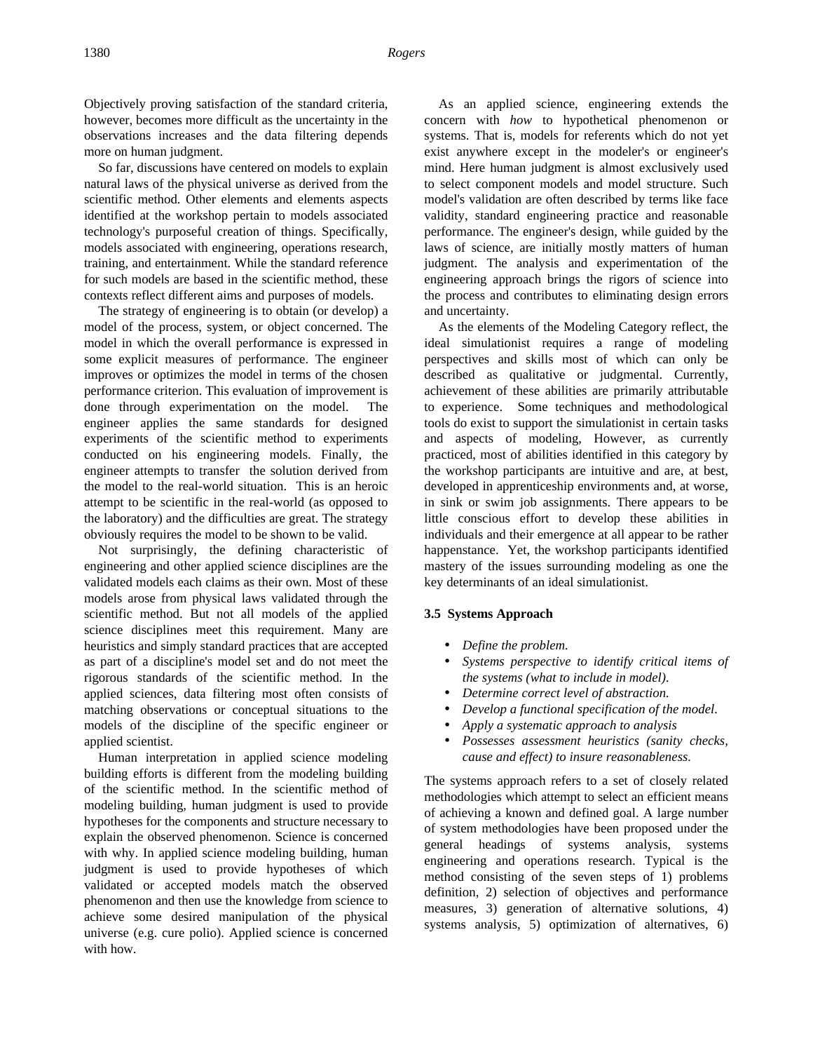Objectively proving satisfaction of the standard criteria, however, becomes more difficult as the uncertainty in the observations increases and the data filtering depends more on human judgment.

So far, discussions have centered on models to explain natural laws of the physical universe as derived from the scientific method. Other elements and elements aspects identified at the workshop pertain to models associated technology's purposeful creation of things. Specifically, models associated with engineering, operations research, training, and entertainment. While the standard reference for such models are based in the scientific method, these contexts reflect different aims and purposes of models.

The strategy of engineering is to obtain (or develop) a model of the process, system, or object concerned. The model in which the overall performance is expressed in some explicit measures of performance. The engineer improves or optimizes the model in terms of the chosen performance criterion. This evaluation of improvement is done through experimentation on the model. The engineer applies the same standards for designed experiments of the scientific method to experiments conducted on his engineering models. Finally, the engineer attempts to transfer the solution derived from the model to the real-world situation. This is an heroic attempt to be scientific in the real-world (as opposed to the laboratory) and the difficulties are great. The strategy obviously requires the model to be shown to be valid.

Not surprisingly, the defining characteristic of engineering and other applied science disciplines are the validated models each claims as their own. Most of these models arose from physical laws validated through the scientific method. But not all models of the applied science disciplines meet this requirement. Many are heuristics and simply standard practices that are accepted as part of a discipline's model set and do not meet the rigorous standards of the scientific method. In the applied sciences, data filtering most often consists of matching observations or conceptual situations to the models of the discipline of the specific engineer or applied scientist.

Human interpretation in applied science modeling building efforts is different from the modeling building of the scientific method. In the scientific method of modeling building, human judgment is used to provide hypotheses for the components and structure necessary to explain the observed phenomenon. Science is concerned with why. In applied science modeling building, human judgment is used to provide hypotheses of which validated or accepted models match the observed phenomenon and then use the knowledge from science to achieve some desired manipulation of the physical universe (e.g. cure polio). Applied science is concerned with how.

As an applied science, engineering extends the concern with *how* to hypothetical phenomenon or systems. That is, models for referents which do not yet exist anywhere except in the modeler's or engineer's mind. Here human judgment is almost exclusively used to select component models and model structure. Such model's validation are often described by terms like face validity, standard engineering practice and reasonable performance. The engineer's design, while guided by the laws of science, are initially mostly matters of human judgment. The analysis and experimentation of the engineering approach brings the rigors of science into the process and contributes to eliminating design errors and uncertainty.

As the elements of the Modeling Category reflect, the ideal simulationist requires a range of modeling perspectives and skills most of which can only be described as qualitative or judgmental. Currently, achievement of these abilities are primarily attributable to experience. Some techniques and methodological tools do exist to support the simulationist in certain tasks and aspects of modeling, However, as currently practiced, most of abilities identified in this category by the workshop participants are intuitive and are, at best, developed in apprenticeship environments and, at worse, in sink or swim job assignments. There appears to be little conscious effort to develop these abilities in individuals and their emergence at all appear to be rather happenstance. Yet, the workshop participants identified mastery of the issues surrounding modeling as one the key determinants of an ideal simulationist.

### 3.5 Systems Approach

- *Define the problem.*
- *Systems perspective to identify critical items of the systems (what to include in model).*
- *Determine correct level of abstraction.*
- *Develop a functional specification of the model.*
- *Apply a systematic approach to analysis*
- *Possesses assessment heuristics (sanity checks, cause and effect) to insure reasonableness.*

The systems approach refers to a set of closely related methodologies which attempt to select an efficient means of achieving a known and defined goal. A large number of system methodologies have been proposed under the general headings of systems analysis, systems engineering and operations research. Typical is the method consisting of the seven steps of 1) problems definition, 2) selection of objectives and performance measures, 3) generation of alternative solutions, 4) systems analysis, 5) optimization of alternatives, 6)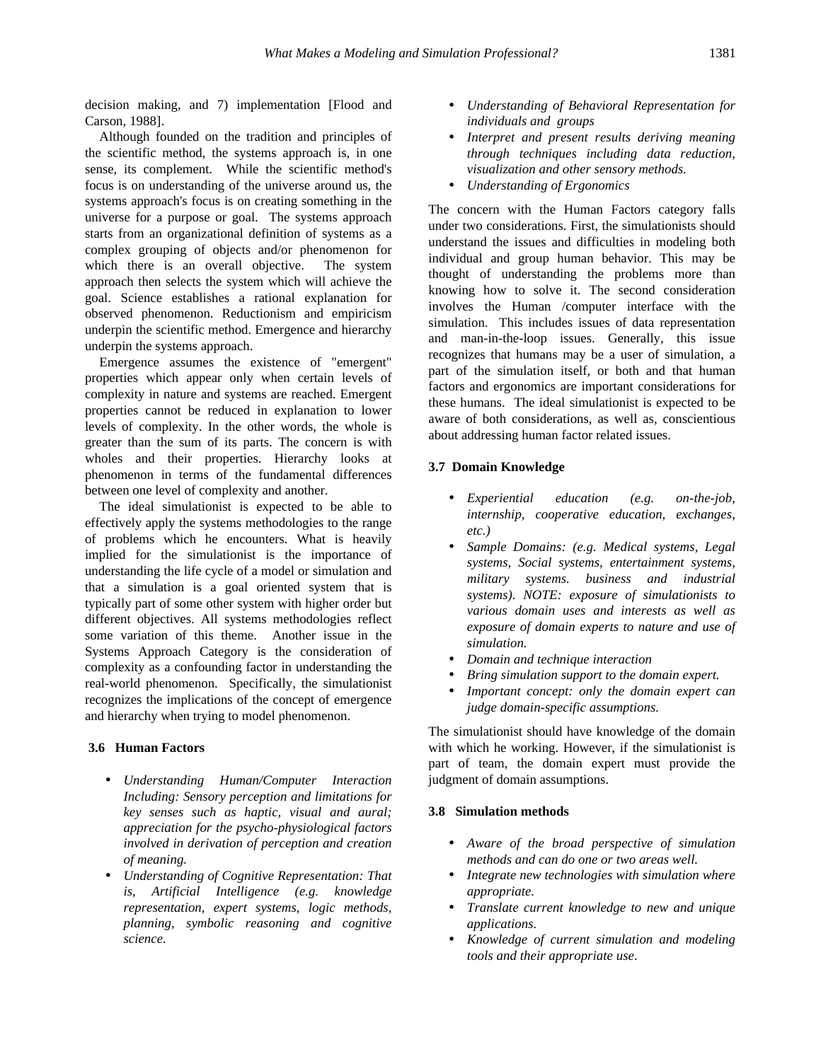decision making, and 7) implementation [Flood and Carson, 1988].

Although founded on the tradition and principles of the scientific method, the systems approach is, in one sense, its complement. While the scientific method's focus is on understanding of the universe around us, the systems approach's focus is on creating something in the universe for a purpose or goal. The systems approach starts from an organizational definition of systems as a complex grouping of objects and/or phenomenon for which there is an overall objective. The system approach then selects the system which will achieve the goal. Science establishes a rational explanation for observed phenomenon. Reductionism and empiricism underpin the scientific method. Emergence and hierarchy underpin the systems approach.

Emergence assumes the existence of "emergent" properties which appear only when certain levels of complexity in nature and systems are reached. Emergent properties cannot be reduced in explanation to lower levels of complexity. In the other words, the whole is greater than the sum of its parts. The concern is with wholes and their properties. Hierarchy looks at phenomenon in terms of the fundamental differences between one level of complexity and another.

The ideal simulationist is expected to be able to effectively apply the systems methodologies to the range of problems which he encounters. What is heavily implied for the simulationist is the importance of understanding the life cycle of a model or simulation and that a simulation is a goal oriented system that is typically part of some other system with higher order but different objectives. All systems methodologies reflect some variation of this theme. Another issue in the Systems Approach Category is the consideration of complexity as a confounding factor in understanding the real-world phenomenon. Specifically, the simulationist recognizes the implications of the concept of emergence and hierarchy when trying to model phenomenon.

### 3.6 Human Factors

- *Understanding Human/Computer Interaction Including: Sensory perception and limitations for key senses such as haptic, visual and aural; appreciation for the psycho-physiological factors involved in derivation of perception and creation of meaning.*
- *Understanding of Cognitive Representation: That is, Artificial Intelligence (e.g. knowledge representation, expert systems, logic methods, planning, symbolic reasoning and cognitive science.*
- *Understanding of Behavioral Representation for individuals and groups*
- *Interpret and present results deriving meaning through techniques including data reduction, visualization and other sensory methods.*
- *Understanding of Ergonomics*

The concern with the Human Factors category falls under two considerations. First, the simulationists should understand the issues and difficulties in modeling both individual and group human behavior. This may be thought of understanding the problems more than knowing how to solve it. The second consideration involves the Human /computer interface with the simulation. This includes issues of data representation and man-in-the-loop issues. Generally, this issue recognizes that humans may be a user of simulation, a part of the simulation itself, or both and that human factors and ergonomics are important considerations for these humans. The ideal simulationist is expected to be aware of both considerations, as well as, conscientious about addressing human factor related issues.

### 3.7 Domain Knowledge

- *Experiential education (e.g. on-the-job, internship, cooperative education, exchanges, etc.)*
- *Sample Domains: (e.g. Medical systems, Legal systems, Social systems, entertainment systems, military systems. business and industrial systems). NOTE: exposure of simulationists to various domain uses and interests as well as exposure of domain experts to nature and use of simulation.*
- *Domain and technique interaction*
- *Bring simulation support to the domain expert.*
- *Important concept: only the domain expert can judge domain-specific assumptions.*

The simulationist should have knowledge of the domain with which he working. However, if the simulationist is part of team, the domain expert must provide the judgment of domain assumptions.

### 3.8 Simulation methods

- *Aware of the broad perspective of simulation methods and can do one or two areas well.*
- *Integrate new technologies with simulation where appropriate.*
- *Translate current knowledge to new and unique applications.*
- *Knowledge of current simulation and modeling tools and their appropriate use.*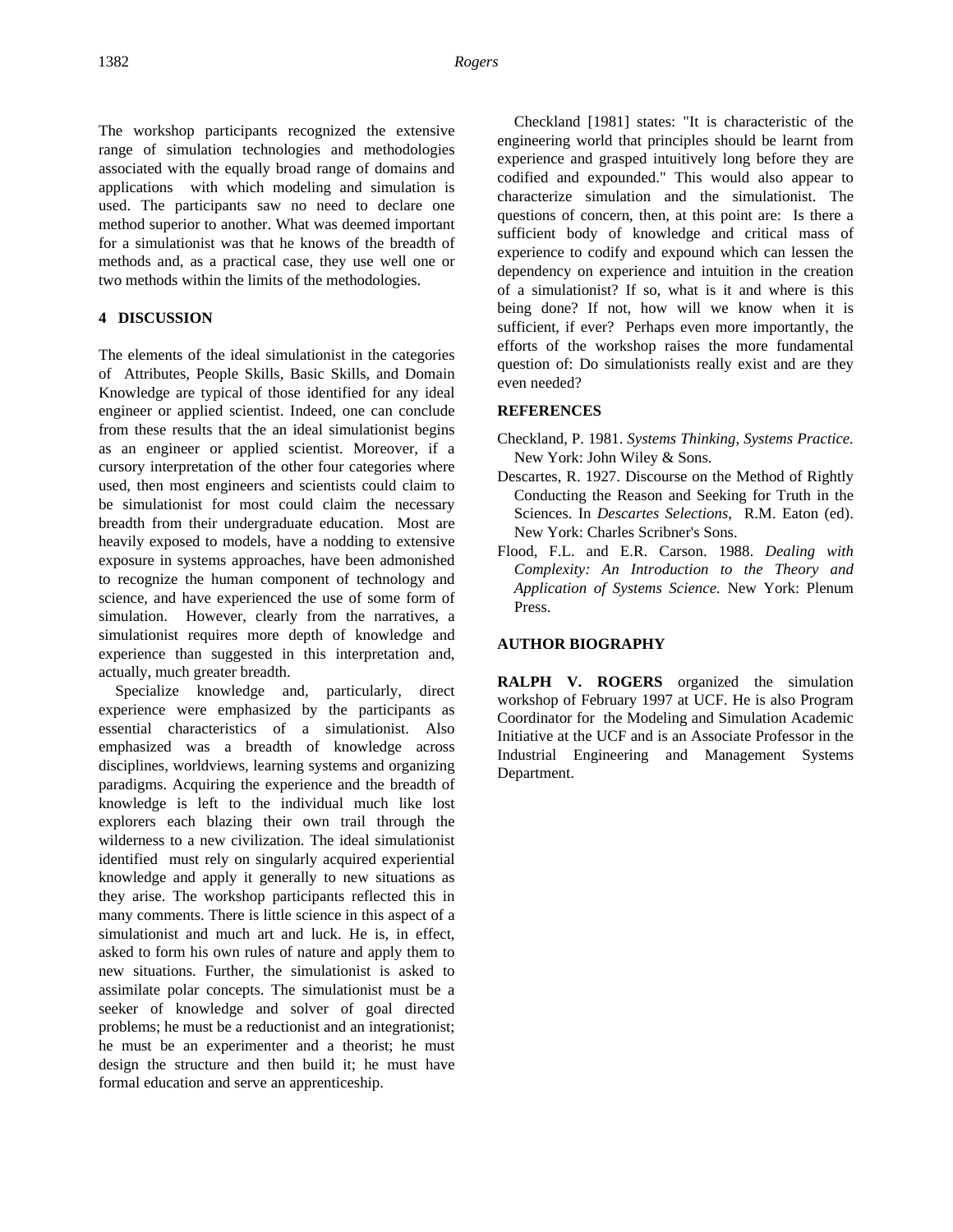The workshop participants recognized the extensive range of simulation technologies and methodologies associated with the equally broad range of domains and applications with which modeling and simulation is used. The participants saw no need to declare one method superior to another. What was deemed important for a simulationist was that he knows of the breadth of methods and, as a practical case, they use well one or two methods within the limits of the methodologies.

## 4 DISCUSSION

The elements of the ideal simulationist in the categories of Attributes, People Skills, Basic Skills, and Domain Knowledge are typical of those identified for any ideal engineer or applied scientist. Indeed, one can conclude from these results that the an ideal simulationist begins as an engineer or applied scientist. Moreover, if a cursory interpretation of the other four categories where used, then most engineers and scientists could claim to be simulationist for most could claim the necessary breadth from their undergraduate education. Most are heavily exposed to models, have a nodding to extensive exposure in systems approaches, have been admonished to recognize the human component of technology and science, and have experienced the use of some form of simulation. However, clearly from the narratives, a simulationist requires more depth of knowledge and experience than suggested in this interpretation and, actually, much greater breadth.

Specialize knowledge and, particularly, direct experience were emphasized by the participants as essential characteristics of a simulationist. Also emphasized was a breadth of knowledge across disciplines, worldviews, learning systems and organizing paradigms. Acquiring the experience and the breadth of knowledge is left to the individual much like lost explorers each blazing their own trail through the wilderness to a new civilization. The ideal simulationist identified must rely on singularly acquired experiential knowledge and apply it generally to new situations as they arise. The workshop participants reflected this in many comments. There is little science in this aspect of a simulationist and much art and luck. He is, in effect, asked to form his own rules of nature and apply them to new situations. Further, the simulationist is asked to assimilate polar concepts. The simulationist must be a seeker of knowledge and solver of goal directed problems; he must be a reductionist and an integrationist; he must be an experimenter and a theorist; he must design the structure and then build it; he must have formal education and serve an apprenticeship.

Checkland [1981] states: "It is characteristic of the engineering world that principles should be learnt from experience and grasped intuitively long before they are codified and expounded." This would also appear to characterize simulation and the simulationist. The questions of concern, then, at this point are: Is there a sufficient body of knowledge and critical mass of experience to codify and expound which can lessen the dependency on experience and intuition in the creation of a simulationist? If so, what is it and where is this being done? If not, how will we know when it is sufficient, if ever? Perhaps even more importantly, the efforts of the workshop raises the more fundamental question of: Do simulationists really exist and are they even needed?

## REFERENCES

Checkland, P. 1981. *Systems Thinking, Systems Practice.* New York: John Wiley & Sons.

Descartes, R. 1927. Discourse on the Method of Rightly Conducting the Reason and Seeking for Truth in the Sciences. In *Descartes Selections*, R.M. Eaton (ed). New York: Charles Scribner's Sons.

Flood, F.L. and E.R. Carson. 1988. *Dealing with Complexity: An Introduction to the Theory and Application of Systems Science.* New York: Plenum Press.

## AUTHOR BIOGRAPHY

**RALPH V. ROGERS** organized the simulation workshop of February 1997 at UCF. He is also Program Coordinator for the Modeling and Simulation Academic Initiative at the UCF and is an Associate Professor in the Industrial Engineering and Management Systems Department.